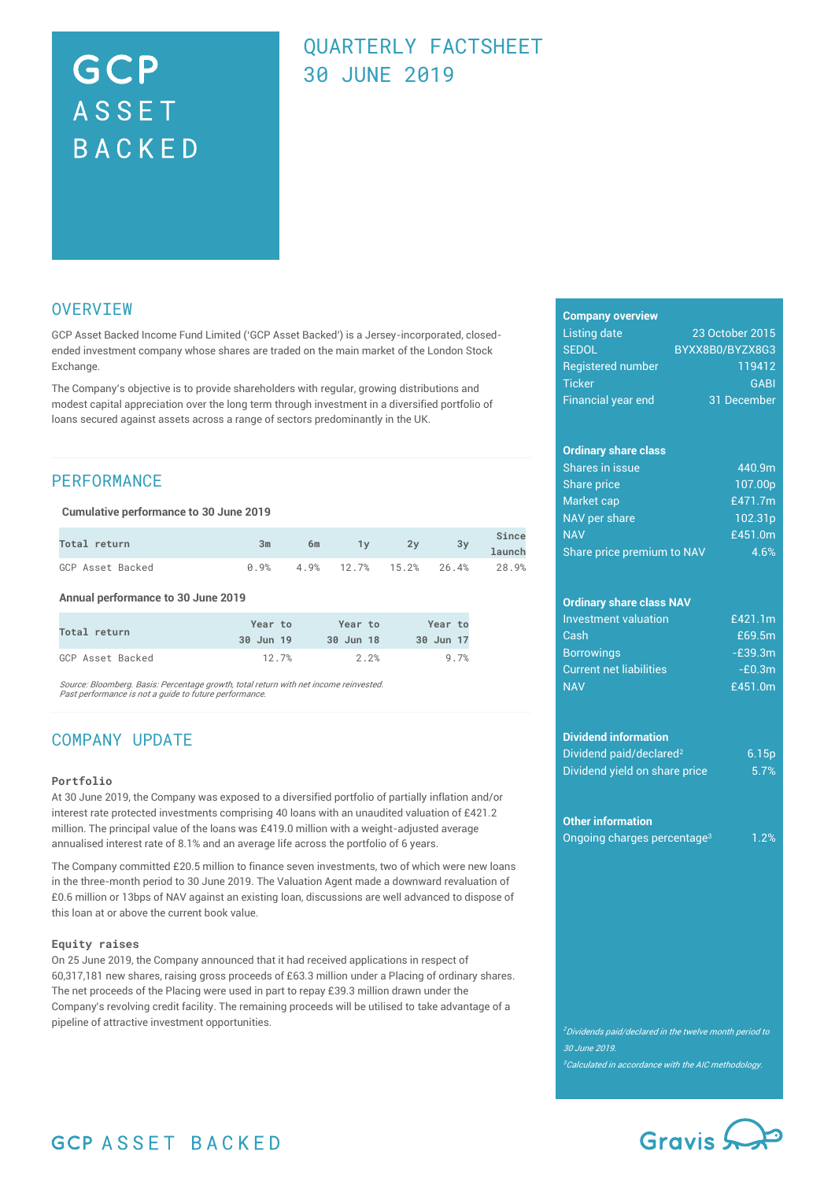# GCP ASSET BACKED

## QUARTERLY FACTSHEET 30 JUNE 2019

## OVERVIEW

GCP Asset Backed Income Fund Limited ('GCP Asset Backed') is a Jersey-incorporated, closed-ended investment company whose shares are traded on the main market of the London Stock Exchange.

The Company's objective is to provide shareholders with regular, growing distributions and modest capital appreciation over the long term through investment in a diversified portfolio of loans secured against assets across a range of sectors predominantly in the UK.

## PERFORMANCE

**Cumulative performance to 30 June 2019**

| Total return | 3m | 6m | 1y | 2y | 3y | Since launch |
|---|---|---|---|---|---|---|
| GCP Asset Backed | 0.9% | 4.9% | 12.7% | 15.2% | 26.4% | 28.9% |

**Annual performance to 30 June 2019**

| Total return | Year to 30 Jun 19 | Year to 30 Jun 18 | Year to 30 Jun 17 |
|---|---|---|---|
| GCP Asset Backed | 12.7% | 2.2% | 9.7% |

*Source: Bloomberg. Basis: Percentage growth, total return with net income reinvested.*
*Past performance is not a guide to future performance.*

## COMPANY UPDATE

### Portfolio

At 30 June 2019, the Company was exposed to a diversified portfolio of partially inflation and/or interest rate protected investments comprising 40 loans with an unaudited valuation of £421.2 million. The principal value of the loans was £419.0 million with a weight-adjusted average annualised interest rate of 8.1% and an average life across the portfolio of 6 years.

The Company committed £20.5 million to finance seven investments, two of which were new loans in the three-month period to 30 June 2019. The Valuation Agent made a downward revaluation of £0.6 million or 13bps of NAV against an existing loan, discussions are well advanced to dispose of this loan at or above the current book value.

### Equity raises

On 25 June 2019, the Company announced that it had received applications in respect of 60,317,181 new shares, raising gross proceeds of £63.3 million under a Placing of ordinary shares. The net proceeds of the Placing were used in part to repay £39.3 million drawn under the Company's revolving credit facility. The remaining proceeds will be utilised to take advantage of a pipeline of attractive investment opportunities.

| **Company overview** | |
|---|---|
| Listing date | 23 October 2015 |
| SEDOL | BYXX8B0/BYZX8G3 |
| Registered number | 119412 |
| Ticker | GABI |
| Financial year end | 31 December |

| **Ordinary share class** | |
|---|---|
| Shares in issue | 440.9m |
| Share price | 107.00p |
| Market cap | £471.7m |
| NAV per share | 102.31p |
| NAV | £451.0m |
| Share price premium to NAV | 4.6% |

| **Ordinary share class NAV** | |
|---|---|
| Investment valuation | £421.1m |
| Cash | £69.5m |
| Borrowings | -£39.3m |
| Current net liabilities | -£0.3m |
| NAV | £451.0m |

| **Dividend information** | |
|---|---|
| Dividend paid/declared[2] | 6.15p |
| Dividend yield on share price | 5.7% |

| **Other information** | |
|---|---|
| Ongoing charges percentage[3] | 1.2% |

*[2]Dividends paid/declared in the twelve month period to 30 June 2019.*
*[3]Calculated in accordance with the AIC methodology.*

GCP ASSET BACKED

Gravis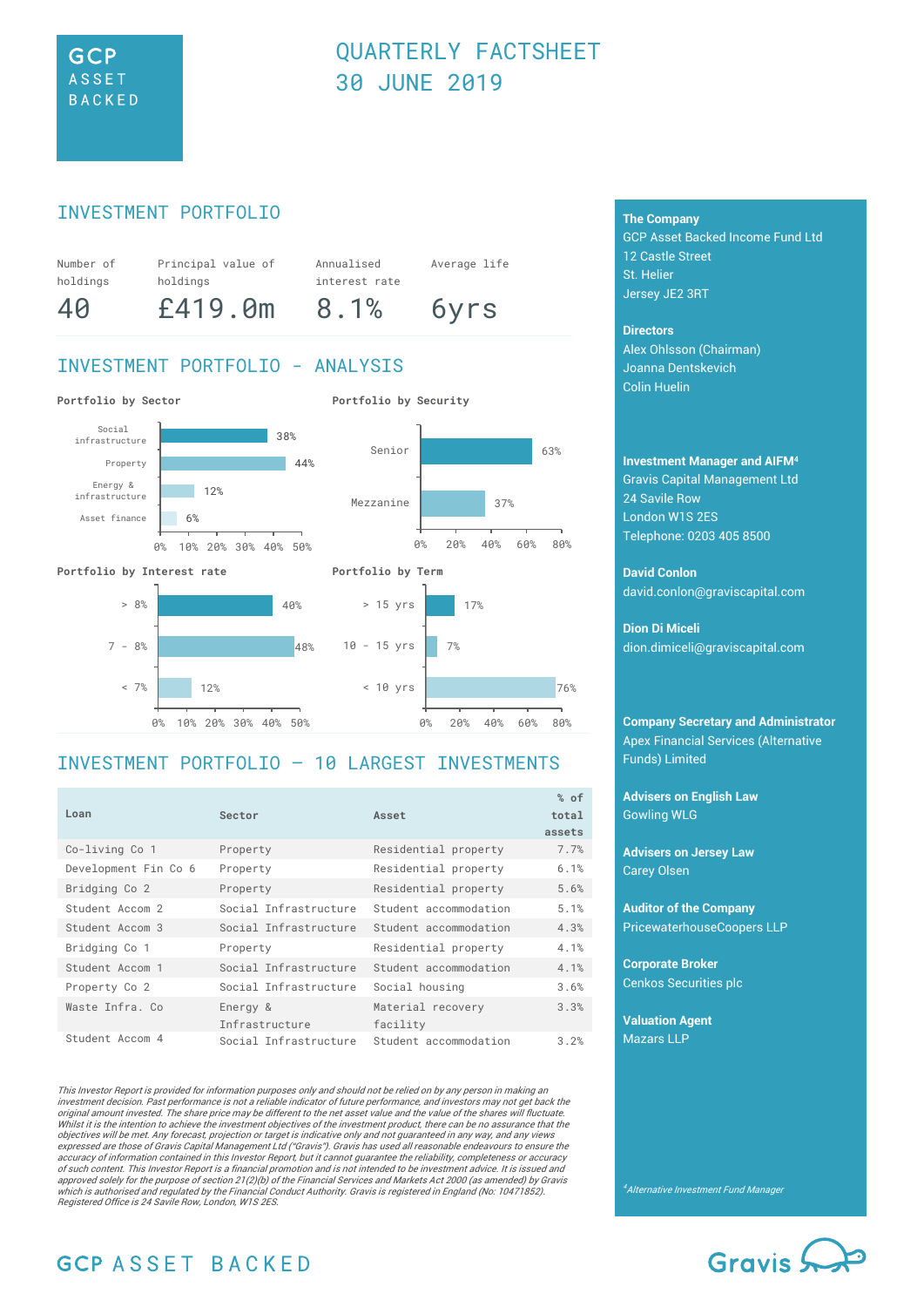# QUARTERLY FACTSHEET 30 JUNE 2019

## INVESTMENT PORTFOLIO

| Number of holdings | Principal value of holdings | Annualised interest rate | Average life |
|---|---|---|---|
| 40 | £419.0m | 8.1% | 6yrs |

## INVESTMENT PORTFOLIO - ANALYSIS

**Portfolio by Sector**

Social infrastructure 38%
Property 44%
Energy & infrastructure 12%
Asset finance 6%
0% 10% 20% 30% 40% 50%

**Portfolio by Security**

Senior 63%
Mezzanine 37%
0% 20% 40% 60% 80%

**Portfolio by Interest rate**

> 8% 40%
7 - 8% 48%
< 7% 12%
0% 10% 20% 30% 40% 50%

**Portfolio by Term**

> 15 yrs 17%
10 - 15 yrs 7%
< 10 yrs 76%
0% 20% 40% 60% 80%

## INVESTMENT PORTFOLIO – 10 LARGEST INVESTMENTS

| Loan | Sector | Asset | % of total assets |
|---|---|---|---|
| Co-living Co 1 | Property | Residential property | 7.7% |
| Development Fin Co 6 | Property | Residential property | 6.1% |
| Bridging Co 2 | Property | Residential property | 5.6% |
| Student Accom 2 | Social Infrastructure | Student accommodation | 5.1% |
| Student Accom 3 | Social Infrastructure | Student accommodation | 4.3% |
| Bridging Co 1 | Property | Residential property | 4.1% |
| Student Accom 1 | Social Infrastructure | Student accommodation | 4.1% |
| Property Co 2 | Social Infrastructure | Social housing | 3.6% |
| Waste Infra. Co | Energy & Infrastructure | Material recovery facility | 3.3% |
| Student Accom 4 | Social Infrastructure | Student accommodation | 3.2% |

*This Investor Report is provided for information purposes only and should not be relied on by any person in making an investment decision. Past performance is not a reliable indicator of future performance, and investors may not get back the original amount invested. The share price may be different to the net asset value and the value of the shares will fluctuate. Whilst it is the intention to achieve the investment objectives of the investment product, there can be no assurance that the objectives will be met. Any forecast, projection or target is indicative only and not guaranteed in any way, and any views expressed are those of Gravis Capital Management Ltd ("Gravis"). Gravis has used all reasonable endeavours to ensure the accuracy of information contained in this Investor Report, but it cannot guarantee the reliability, completeness or accuracy of such content. This Investor Report is a financial promotion and is not intended to be investment advice. It is issued and approved solely for the purpose of section 21(2)(b) of the Financial Services and Markets Act 2000 (as amended) by Gravis which is authorised and regulated by the Financial Conduct Authority. Gravis is registered in England (No: 10471852). Registered Office is 24 Savile Row, London, W1S 2ES.*

**The Company**
GCP Asset Backed Income Fund Ltd
12 Castle Street
St. Helier
Jersey JE2 3RT

**Directors**
Alex Ohlsson (Chairman)
Joanna Dentskevich
Colin Huelin

**Investment Manager and AIFM**[4]
Gravis Capital Management Ltd
24 Savile Row
London W1S 2ES
Telephone: 0203 405 8500

**David Conlon**
david.conlon@graviscapital.com

**Dion Di Miceli**
dion.dimiceli@graviscapital.com

**Company Secretary and Administrator**
Apex Financial Services (Alternative Funds) Limited

**Advisers on English Law**
Gowling WLG

**Advisers on Jersey Law**
Carey Olsen

**Auditor of the Company**
PricewaterhouseCoopers LLP

**Corporate Broker**
Cenkos Securities plc

**Valuation Agent**
Mazars LLP

[4] *Alternative Investment Fund Manager*